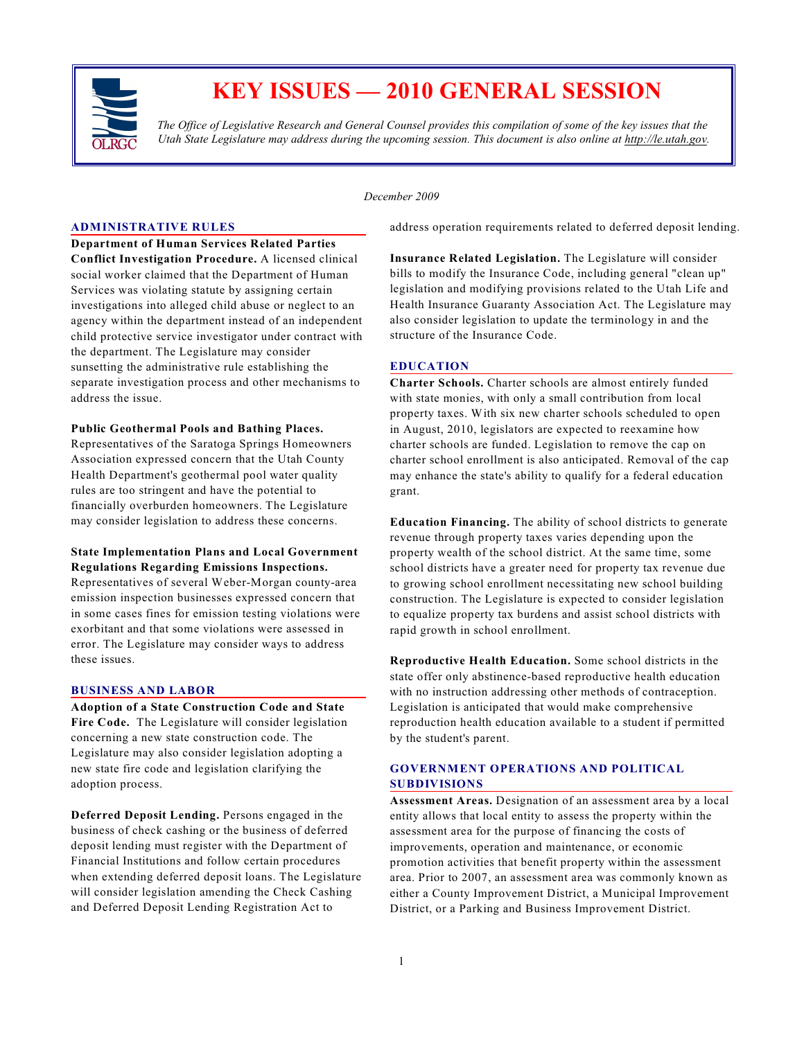# KEY ISSUES — 2010 GENERAL SESSION

*The Office of Legislative Research and General Counsel provides this compilation of some of the key issues that the Utah State Legislature may address during the upcoming session. This document is also online at http://le.utah.gov.*

*December 2009*

## ADMINISTRATIVE RULES

**Department of Human Services Related Parties Conflict Investigation Procedure.** A licensed clinical social worker claimed that the Department of Human Services was violating statute by assigning certain investigations into alleged child abuse or neglect to an agency within the department instead of an independent child protective service investigator under contract with the department. The Legislature may consider sunsetting the administrative rule establishing the separate investigation process and other mechanisms to address the issue.

**Public Geothermal Pools and Bathing Places.** Representatives of the Saratoga Springs Homeowners Association expressed concern that the Utah County Health Department's geothermal pool water quality rules are too stringent and have the potential to financially overburden homeowners. The Legislature may consider legislation to address these concerns.

**State Implementation Plans and Local Government Regulations Regarding Emissions Inspections.** Representatives of several Weber-Morgan county-area emission inspection businesses expressed concern that in some cases fines for emission testing violations were exorbitant and that some violations were assessed in error. The Legislature may consider ways to address these issues.

## BUSINESS AND LABOR

**Adoption of a State Construction Code and State Fire Code.** The Legislature will consider legislation concerning a new state construction code. The Legislature may also consider legislation adopting a new state fire code and legislation clarifying the adoption process.

**Deferred Deposit Lending.** Persons engaged in the business of check cashing or the business of deferred deposit lending must register with the Department of Financial Institutions and follow certain procedures when extending deferred deposit loans. The Legislature will consider legislation amending the Check Cashing and Deferred Deposit Lending Registration Act to address operation requirements related to deferred deposit lending.

**Insurance Related Legislation.** The Legislature will consider bills to modify the Insurance Code, including general "clean up" legislation and modifying provisions related to the Utah Life and Health Insurance Guaranty Association Act. The Legislature may also consider legislation to update the terminology in and the structure of the Insurance Code.

## EDUCATION

**Charter Schools.** Charter schools are almost entirely funded with state monies, with only a small contribution from local property taxes. With six new charter schools scheduled to open in August, 2010, legislators are expected to reexamine how charter schools are funded. Legislation to remove the cap on charter school enrollment is also anticipated. Removal of the cap may enhance the state's ability to qualify for a federal education grant.

**Education Financing.** The ability of school districts to generate revenue through property taxes varies depending upon the property wealth of the school district. At the same time, some school districts have a greater need for property tax revenue due to growing school enrollment necessitating new school building construction. The Legislature is expected to consider legislation to equalize property tax burdens and assist school districts with rapid growth in school enrollment.

**Reproductive Health Education.** Some school districts in the state offer only abstinence-based reproductive health education with no instruction addressing other methods of contraception. Legislation is anticipated that would make comprehensive reproduction health education available to a student if permitted by the student's parent.

## GOVERNMENT OPERATIONS AND POLITICAL SUBDIVISIONS

**Assessment Areas.** Designation of an assessment area by a local entity allows that local entity to assess the property within the assessment area for the purpose of financing the costs of improvements, operation and maintenance, or economic promotion activities that benefit property within the assessment area. Prior to 2007, an assessment area was commonly known as either a County Improvement District, a Municipal Improvement District, or a Parking and Business Improvement District.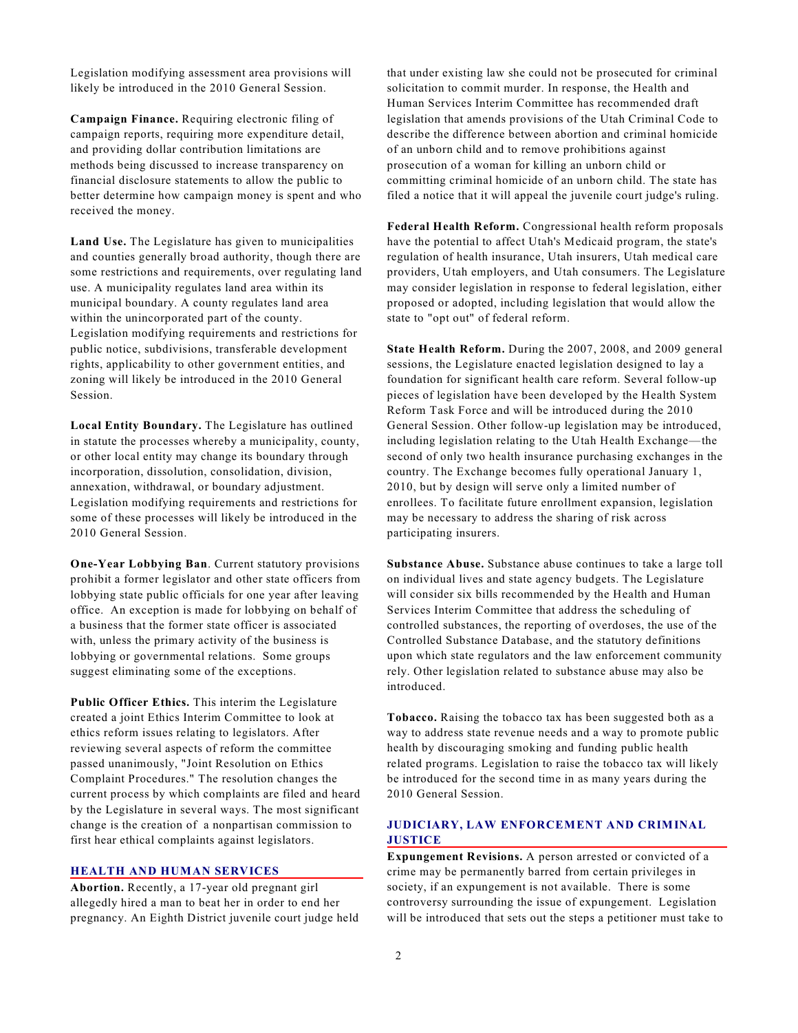Legislation modifying assessment area provisions will likely be introduced in the 2010 General Session.

**Campaign Finance.** Requiring electronic filing of campaign reports, requiring more expenditure detail, and providing dollar contribution limitations are methods being discussed to increase transparency on financial disclosure statements to allow the public to better determine how campaign money is spent and who received the money.

**Land Use.** The Legislature has given to municipalities and counties generally broad authority, though there are some restrictions and requirements, over regulating land use. A municipality regulates land area within its municipal boundary. A county regulates land area within the unincorporated part of the county. Legislation modifying requirements and restrictions for public notice, subdivisions, transferable development rights, applicability to other government entities, and zoning will likely be introduced in the 2010 General Session.

**Local Entity Boundary.** The Legislature has outlined in statute the processes whereby a municipality, county, or other local entity may change its boundary through incorporation, dissolution, consolidation, division, annexation, withdrawal, or boundary adjustment. Legislation modifying requirements and restrictions for some of these processes will likely be introduced in the 2010 General Session.

**One-Year Lobbying Ban**. Current statutory provisions prohibit a former legislator and other state officers from lobbying state public officials for one year after leaving office. An exception is made for lobbying on behalf of a business that the former state officer is associated with, unless the primary activity of the business is lobbying or governmental relations. Some groups suggest eliminating some of the exceptions.

**Public Officer Ethics.** This interim the Legislature created a joint Ethics Interim Committee to look at ethics reform issues relating to legislators. After reviewing several aspects of reform the committee passed unanimously, "Joint Resolution on Ethics Complaint Procedures." The resolution changes the current process by which complaints are filed and heard by the Legislature in several ways. The most significant change is the creation of a nonpartisan commission to first hear ethical complaints against legislators.

## HEALTH AND HUMAN SERVICES

**Abortion.** Recently, a 17-year old pregnant girl allegedly hired a man to beat her in order to end her pregnancy. An Eighth District juvenile court judge held that under existing law she could not be prosecuted for criminal solicitation to commit murder. In response, the Health and Human Services Interim Committee has recommended draft legislation that amends provisions of the Utah Criminal Code to describe the difference between abortion and criminal homicide of an unborn child and to remove prohibitions against prosecution of a woman for killing an unborn child or committing criminal homicide of an unborn child. The state has filed a notice that it will appeal the juvenile court judge's ruling.

**Federal Health Reform.** Congressional health reform proposals have the potential to affect Utah's Medicaid program, the state's regulation of health insurance, Utah insurers, Utah medical care providers, Utah employers, and Utah consumers. The Legislature may consider legislation in response to federal legislation, either proposed or adopted, including legislation that would allow the state to "opt out" of federal reform.

**State Health Reform.** During the 2007, 2008, and 2009 general sessions, the Legislature enacted legislation designed to lay a foundation for significant health care reform. Several follow-up pieces of legislation have been developed by the Health System Reform Task Force and will be introduced during the 2010 General Session. Other follow-up legislation may be introduced, including legislation relating to the Utah Health Exchange—the second of only two health insurance purchasing exchanges in the country. The Exchange becomes fully operational January 1, 2010, but by design will serve only a limited number of enrollees. To facilitate future enrollment expansion, legislation may be necessary to address the sharing of risk across participating insurers.

**Substance Abuse.** Substance abuse continues to take a large toll on individual lives and state agency budgets. The Legislature will consider six bills recommended by the Health and Human Services Interim Committee that address the scheduling of controlled substances, the reporting of overdoses, the use of the Controlled Substance Database, and the statutory definitions upon which state regulators and the law enforcement community rely. Other legislation related to substance abuse may also be introduced.

**Tobacco.** Raising the tobacco tax has been suggested both as a way to address state revenue needs and a way to promote public health by discouraging smoking and funding public health related programs. Legislation to raise the tobacco tax will likely be introduced for the second time in as many years during the 2010 General Session.

## JUDICIARY, LAW ENFORCEMENT AND CRIMINAL JUSTICE

**Expungement Revisions.** A person arrested or convicted of a crime may be permanently barred from certain privileges in society, if an expungement is not available. There is some controversy surrounding the issue of expungement. Legislation will be introduced that sets out the steps a petitioner must take to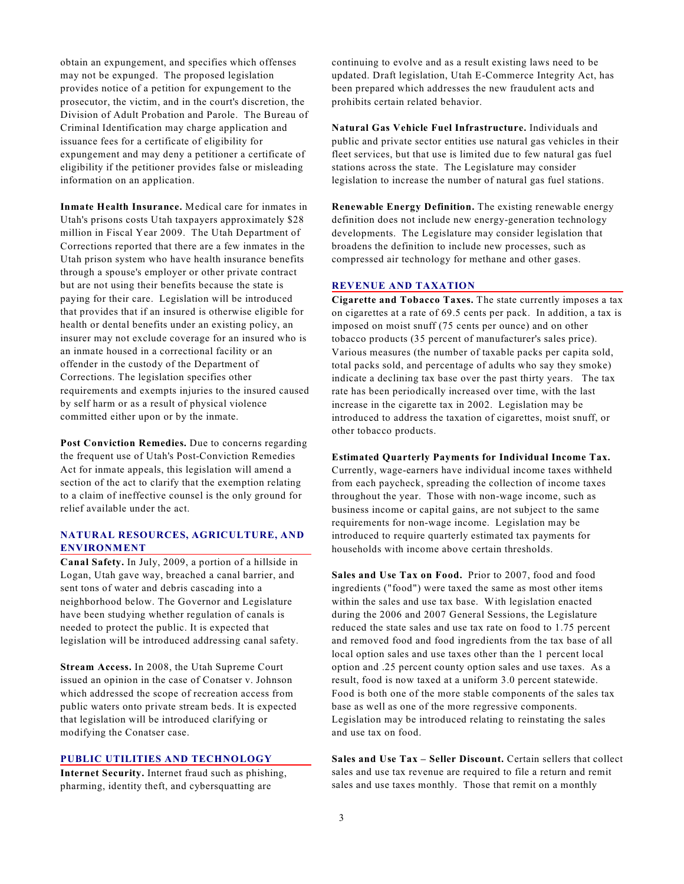obtain an expungement, and specifies which offenses may not be expunged. The proposed legislation provides notice of a petition for expungement to the prosecutor, the victim, and in the court's discretion, the Division of Adult Probation and Parole. The Bureau of Criminal Identification may charge application and issuance fees for a certificate of eligibility for expungement and may deny a petitioner a certificate of eligibility if the petitioner provides false or misleading information on an application.

**Inmate Health Insurance.** Medical care for inmates in Utah's prisons costs Utah taxpayers approximately $28 million in Fiscal Year 2009. The Utah Department of Corrections reported that there are a few inmates in the Utah prison system who have health insurance benefits through a spouse's employer or other private contract but are not using their benefits because the state is paying for their care. Legislation will be introduced that provides that if an insured is otherwise eligible for health or dental benefits under an existing policy, an insurer may not exclude coverage for an insured who is an inmate housed in a correctional facility or an offender in the custody of the Department of Corrections. The legislation specifies other requirements and exempts injuries to the insured caused by self harm or as a result of physical violence committed either upon or by the inmate.

**Post Conviction Remedies.** Due to concerns regarding the frequent use of Utah's Post-Conviction Remedies Act for inmate appeals, this legislation will amend a section of the act to clarify that the exemption relating to a claim of ineffective counsel is the only ground for relief available under the act.

## NATURAL RESOURCES, AGRICULTURE, AND ENVIRONMENT

**Canal Safety.** In July, 2009, a portion of a hillside in Logan, Utah gave way, breached a canal barrier, and sent tons of water and debris cascading into a neighborhood below. The Governor and Legislature have been studying whether regulation of canals is needed to protect the public. It is expected that legislation will be introduced addressing canal safety.

**Stream Access.** In 2008, the Utah Supreme Court issued an opinion in the case of Conatser v. Johnson which addressed the scope of recreation access from public waters onto private stream beds. It is expected that legislation will be introduced clarifying or modifying the Conatser case.

## PUBLIC UTILITIES AND TECHNOLOGY

**Internet Security.** Internet fraud such as phishing, pharming, identity theft, and cybersquatting are continuing to evolve and as a result existing laws need to be updated. Draft legislation, Utah E-Commerce Integrity Act, has been prepared which addresses the new fraudulent acts and prohibits certain related behavior.

**Natural Gas Vehicle Fuel Infrastructure.** Individuals and public and private sector entities use natural gas vehicles in their fleet services, but that use is limited due to few natural gas fuel stations across the state. The Legislature may consider legislation to increase the number of natural gas fuel stations.

**Renewable Energy Definition.** The existing renewable energy definition does not include new energy-generation technology developments. The Legislature may consider legislation that broadens the definition to include new processes, such as compressed air technology for methane and other gases.

## REVENUE AND TAXATION

**Cigarette and Tobacco Taxes.** The state currently imposes a tax on cigarettes at a rate of 69.5 cents per pack. In addition, a tax is imposed on moist snuff (75 cents per ounce) and on other tobacco products (35 percent of manufacturer's sales price). Various measures (the number of taxable packs per capita sold, total packs sold, and percentage of adults who say they smoke) indicate a declining tax base over the past thirty years. The tax rate has been periodically increased over time, with the last increase in the cigarette tax in 2002. Legislation may be introduced to address the taxation of cigarettes, moist snuff, or other tobacco products.

**Estimated Quarterly Payments for Individual Income Tax.** Currently, wage-earners have individual income taxes withheld from each paycheck, spreading the collection of income taxes throughout the year. Those with non-wage income, such as business income or capital gains, are not subject to the same requirements for non-wage income. Legislation may be introduced to require quarterly estimated tax payments for households with income above certain thresholds.

**Sales and Use Tax on Food.** Prior to 2007, food and food ingredients ("food") were taxed the same as most other items within the sales and use tax base. With legislation enacted during the 2006 and 2007 General Sessions, the Legislature reduced the state sales and use tax rate on food to 1.75 percent and removed food and food ingredients from the tax base of all local option sales and use taxes other than the 1 percent local option and .25 percent county option sales and use taxes. As a result, food is now taxed at a uniform 3.0 percent statewide. Food is both one of the more stable components of the sales tax base as well as one of the more regressive components. Legislation may be introduced relating to reinstating the sales and use tax on food.

**Sales and Use Tax – Seller Discount.** Certain sellers that collect sales and use tax revenue are required to file a return and remit sales and use taxes monthly. Those that remit on a monthly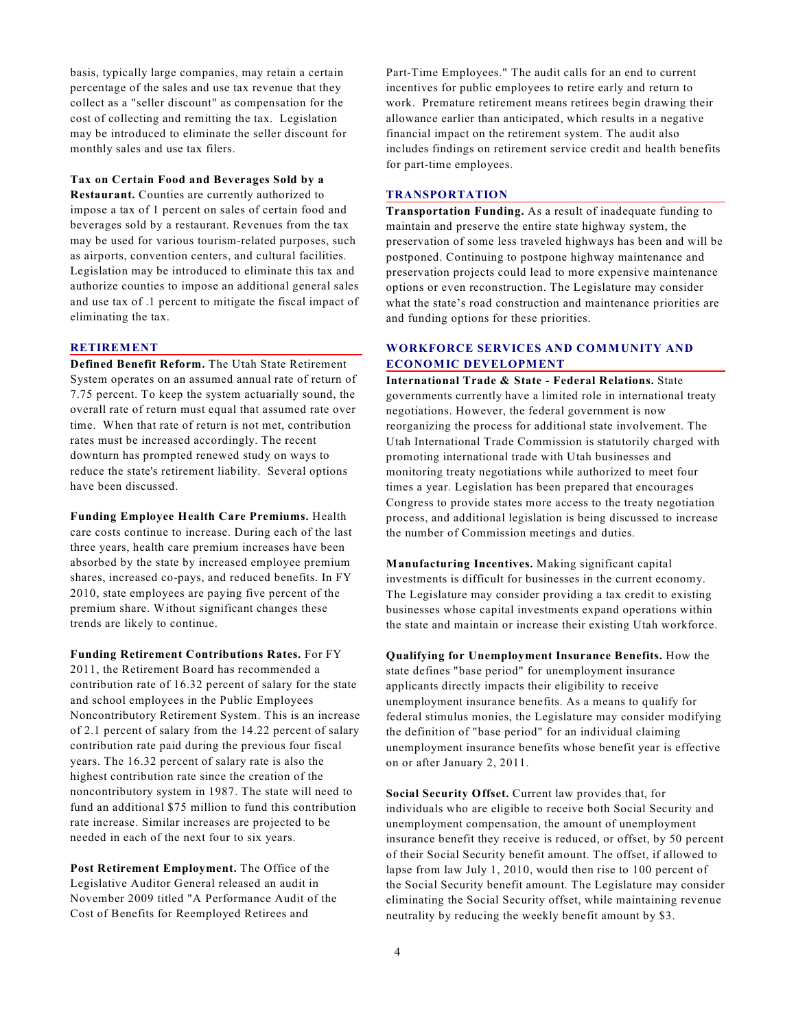basis, typically large companies, may retain a certain percentage of the sales and use tax revenue that they collect as a "seller discount" as compensation for the cost of collecting and remitting the tax. Legislation may be introduced to eliminate the seller discount for monthly sales and use tax filers.

**Tax on Certain Food and Beverages Sold by a Restaurant.** Counties are currently authorized to impose a tax of 1 percent on sales of certain food and beverages sold by a restaurant. Revenues from the tax may be used for various tourism-related purposes, such as airports, convention centers, and cultural facilities. Legislation may be introduced to eliminate this tax and authorize counties to impose an additional general sales and use tax of .1 percent to mitigate the fiscal impact of eliminating the tax.

## RETIREMENT

**Defined Benefit Reform.** The Utah State Retirement System operates on an assumed annual rate of return of 7.75 percent. To keep the system actuarially sound, the overall rate of return must equal that assumed rate over time. When that rate of return is not met, contribution rates must be increased accordingly. The recent downturn has prompted renewed study on ways to reduce the state's retirement liability. Several options have been discussed.

**Funding Employee Health Care Premiums.** Health care costs continue to increase. During each of the last three years, health care premium increases have been absorbed by the state by increased employee premium shares, increased co-pays, and reduced benefits. In FY 2010, state employees are paying five percent of the premium share. Without significant changes these trends are likely to continue.

**Funding Retirement Contributions Rates.** For FY 2011, the Retirement Board has recommended a contribution rate of 16.32 percent of salary for the state and school employees in the Public Employees Noncontributory Retirement System. This is an increase of 2.1 percent of salary from the 14.22 percent of salary contribution rate paid during the previous four fiscal years. The 16.32 percent of salary rate is also the highest contribution rate since the creation of the noncontributory system in 1987. The state will need to fund an additional $75 million to fund this contribution rate increase. Similar increases are projected to be needed in each of the next four to six years.

**Post Retirement Employment.** The Office of the Legislative Auditor General released an audit in November 2009 titled "A Performance Audit of the Cost of Benefits for Reemployed Retirees and Part-Time Employees." The audit calls for an end to current incentives for public employees to retire early and return to work. Premature retirement means retirees begin drawing their allowance earlier than anticipated, which results in a negative financial impact on the retirement system. The audit also includes findings on retirement service credit and health benefits for part-time employees.

## TRANSPORTATION

**Transportation Funding.** As a result of inadequate funding to maintain and preserve the entire state highway system, the preservation of some less traveled highways has been and will be postponed. Continuing to postpone highway maintenance and preservation projects could lead to more expensive maintenance options or even reconstruction. The Legislature may consider what the state's road construction and maintenance priorities are and funding options for these priorities.

## WORKFORCE SERVICES AND COMMUNITY AND ECONOMIC DEVELOPMENT

**International Trade & State - Federal Relations.** State governments currently have a limited role in international treaty negotiations. However, the federal government is now reorganizing the process for additional state involvement. The Utah International Trade Commission is statutorily charged with promoting international trade with Utah businesses and monitoring treaty negotiations while authorized to meet four times a year. Legislation has been prepared that encourages Congress to provide states more access to the treaty negotiation process, and additional legislation is being discussed to increase the number of Commission meetings and duties.

**Manufacturing Incentives.** Making significant capital investments is difficult for businesses in the current economy. The Legislature may consider providing a tax credit to existing businesses whose capital investments expand operations within the state and maintain or increase their existing Utah workforce.

**Qualifying for Unemployment Insurance Benefits.** How the state defines "base period" for unemployment insurance applicants directly impacts their eligibility to receive unemployment insurance benefits. As a means to qualify for federal stimulus monies, the Legislature may consider modifying the definition of "base period" for an individual claiming unemployment insurance benefits whose benefit year is effective on or after January 2, 2011.

**Social Security Offset.** Current law provides that, for individuals who are eligible to receive both Social Security and unemployment compensation, the amount of unemployment insurance benefit they receive is reduced, or offset, by 50 percent of their Social Security benefit amount. The offset, if allowed to lapse from law July 1, 2010, would then rise to 100 percent of the Social Security benefit amount. The Legislature may consider eliminating the Social Security offset, while maintaining revenue neutrality by reducing the weekly benefit amount by $3.